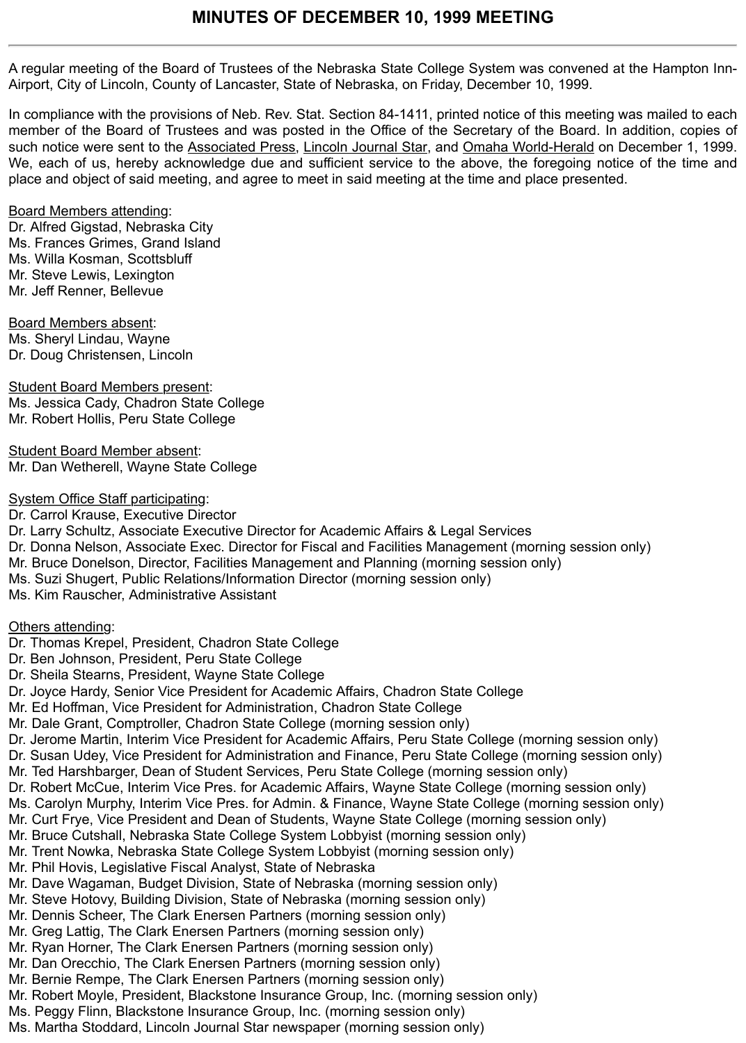# MINUTES OF DECEMBER 10, 1999 MEETING

---

A regular meeting of the Board of Trustees of the Nebraska State College System was convened at the Hampton Inn-Airport, City of Lincoln, County of Lancaster, State of Nebraska, on Friday, December 10, 1999.

In compliance with the provisions of Neb. Rev. Stat. Section 84-1411, printed notice of this meeting was mailed to each member of the Board of Trustees and was posted in the Office of the Secretary of the Board. In addition, copies of such notice were sent to the Associated Press, Lincoln Journal Star, and Omaha World-Herald on December 1, 1999. We, each of us, hereby acknowledge due and sufficient service to the above, the foregoing notice of the time and place and object of said meeting, and agree to meet in said meeting at the time and place presented.

Board Members attending:
Dr. Alfred Gigstad, Nebraska City
Ms. Frances Grimes, Grand Island
Ms. Willa Kosman, Scottsbluff
Mr. Steve Lewis, Lexington
Mr. Jeff Renner, Bellevue

Board Members absent:
Ms. Sheryl Lindau, Wayne
Dr. Doug Christensen, Lincoln

Student Board Members present:
Ms. Jessica Cady, Chadron State College
Mr. Robert Hollis, Peru State College

Student Board Member absent:
Mr. Dan Wetherell, Wayne State College

System Office Staff participating:
Dr. Carrol Krause, Executive Director
Dr. Larry Schultz, Associate Executive Director for Academic Affairs & Legal Services
Dr. Donna Nelson, Associate Exec. Director for Fiscal and Facilities Management (morning session only)
Mr. Bruce Donelson, Director, Facilities Management and Planning (morning session only)
Ms. Suzi Shugert, Public Relations/Information Director (morning session only)
Ms. Kim Rauscher, Administrative Assistant

Others attending:
Dr. Thomas Krepel, President, Chadron State College
Dr. Ben Johnson, President, Peru State College
Dr. Sheila Stearns, President, Wayne State College
Dr. Joyce Hardy, Senior Vice President for Academic Affairs, Chadron State College
Mr. Ed Hoffman, Vice President for Administration, Chadron State College
Mr. Dale Grant, Comptroller, Chadron State College (morning session only)
Dr. Jerome Martin, Interim Vice President for Academic Affairs, Peru State College (morning session only)
Dr. Susan Udey, Vice President for Administration and Finance, Peru State College (morning session only)
Mr. Ted Harshbarger, Dean of Student Services, Peru State College (morning session only)
Dr. Robert McCue, Interim Vice Pres. for Academic Affairs, Wayne State College (morning session only)
Ms. Carolyn Murphy, Interim Vice Pres. for Admin. & Finance, Wayne State College (morning session only)
Mr. Curt Frye, Vice President and Dean of Students, Wayne State College (morning session only)
Mr. Bruce Cutshall, Nebraska State College System Lobbyist (morning session only)
Mr. Trent Nowka, Nebraska State College System Lobbyist (morning session only)
Mr. Phil Hovis, Legislative Fiscal Analyst, State of Nebraska
Mr. Dave Wagaman, Budget Division, State of Nebraska (morning session only)
Mr. Steve Hotovy, Building Division, State of Nebraska (morning session only)
Mr. Dennis Scheer, The Clark Enersen Partners (morning session only)
Mr. Greg Lattig, The Clark Enersen Partners (morning session only)
Mr. Ryan Horner, The Clark Enersen Partners (morning session only)
Mr. Dan Orecchio, The Clark Enersen Partners (morning session only)
Mr. Bernie Rempe, The Clark Enersen Partners (morning session only)
Mr. Robert Moyle, President, Blackstone Insurance Group, Inc. (morning session only)
Ms. Peggy Flinn, Blackstone Insurance Group, Inc. (morning session only)
Ms. Martha Stoddard, Lincoln Journal Star newspaper (morning session only)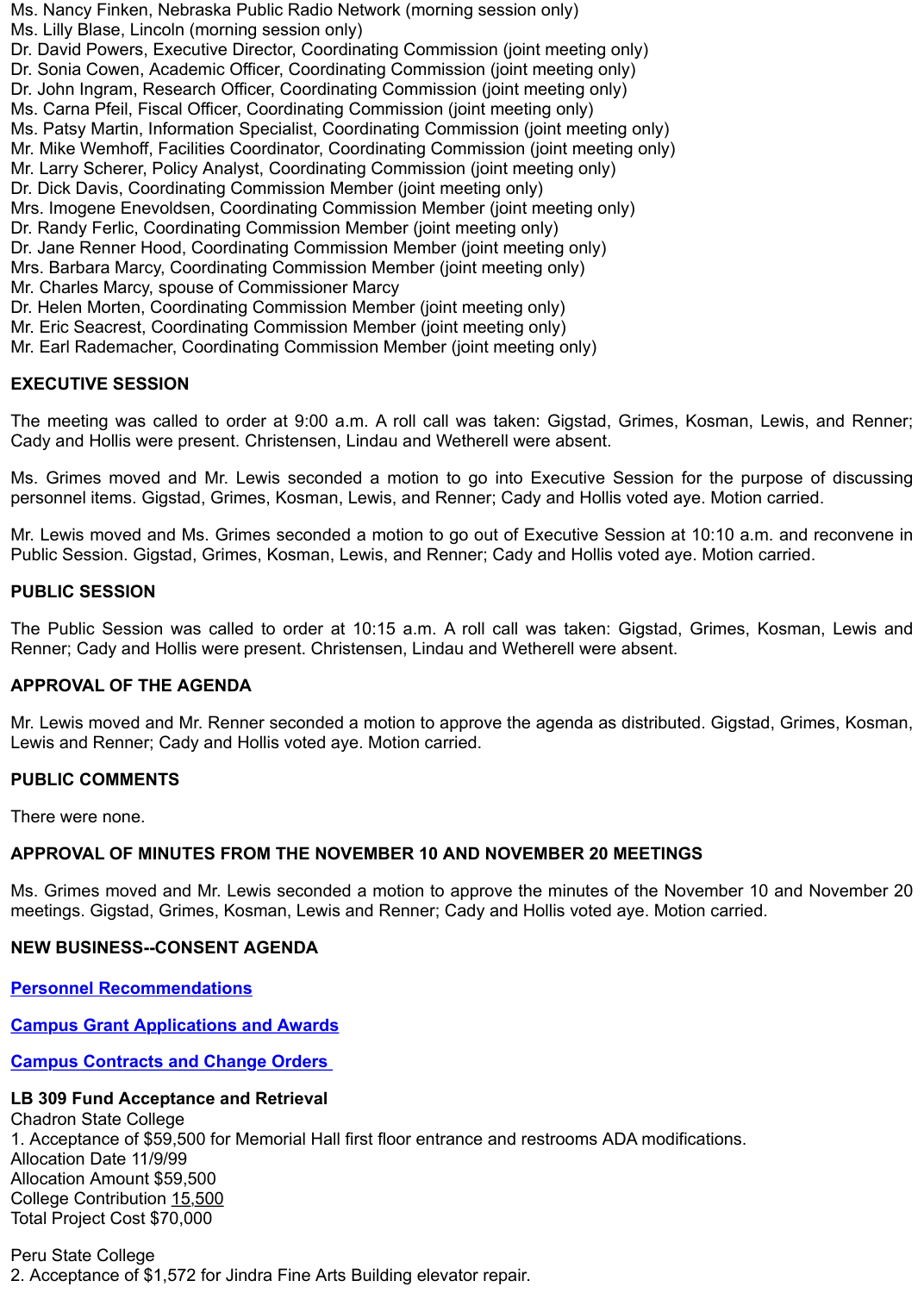Ms. Nancy Finken, Nebraska Public Radio Network (morning session only)
Ms. Lilly Blase, Lincoln (morning session only)
Dr. David Powers, Executive Director, Coordinating Commission (joint meeting only)
Dr. Sonia Cowen, Academic Officer, Coordinating Commission (joint meeting only)
Dr. John Ingram, Research Officer, Coordinating Commission (joint meeting only)
Ms. Carna Pfeil, Fiscal Officer, Coordinating Commission (joint meeting only)
Ms. Patsy Martin, Information Specialist, Coordinating Commission (joint meeting only)
Mr. Mike Wemhoff, Facilities Coordinator, Coordinating Commission (joint meeting only)
Mr. Larry Scherer, Policy Analyst, Coordinating Commission (joint meeting only)
Dr. Dick Davis, Coordinating Commission Member (joint meeting only)
Mrs. Imogene Enevoldsen, Coordinating Commission Member (joint meeting only)
Dr. Randy Ferlic, Coordinating Commission Member (joint meeting only)
Dr. Jane Renner Hood, Coordinating Commission Member (joint meeting only)
Mrs. Barbara Marcy, Coordinating Commission Member (joint meeting only)
Mr. Charles Marcy, spouse of Commissioner Marcy
Dr. Helen Morten, Coordinating Commission Member (joint meeting only)
Mr. Eric Seacrest, Coordinating Commission Member (joint meeting only)
Mr. Earl Rademacher, Coordinating Commission Member (joint meeting only)

**EXECUTIVE SESSION**

The meeting was called to order at 9:00 a.m. A roll call was taken: Gigstad, Grimes, Kosman, Lewis, and Renner; Cady and Hollis were present. Christensen, Lindau and Wetherell were absent.

Ms. Grimes moved and Mr. Lewis seconded a motion to go into Executive Session for the purpose of discussing personnel items. Gigstad, Grimes, Kosman, Lewis, and Renner; Cady and Hollis voted aye. Motion carried.

Mr. Lewis moved and Ms. Grimes seconded a motion to go out of Executive Session at 10:10 a.m. and reconvene in Public Session. Gigstad, Grimes, Kosman, Lewis, and Renner; Cady and Hollis voted aye. Motion carried.

**PUBLIC SESSION**

The Public Session was called to order at 10:15 a.m. A roll call was taken: Gigstad, Grimes, Kosman, Lewis and Renner; Cady and Hollis were present. Christensen, Lindau and Wetherell were absent.

**APPROVAL OF THE AGENDA**

Mr. Lewis moved and Mr. Renner seconded a motion to approve the agenda as distributed. Gigstad, Grimes, Kosman, Lewis and Renner; Cady and Hollis voted aye. Motion carried.

**PUBLIC COMMENTS**

There were none.

**APPROVAL OF MINUTES FROM THE NOVEMBER 10 AND NOVEMBER 20 MEETINGS**

Ms. Grimes moved and Mr. Lewis seconded a motion to approve the minutes of the November 10 and November 20 meetings. Gigstad, Grimes, Kosman, Lewis and Renner; Cady and Hollis voted aye. Motion carried.

**NEW BUSINESS--CONSENT AGENDA**

**Personnel Recommendations**

**Campus Grant Applications and Awards**

**Campus Contracts and Change Orders**

**LB 309 Fund Acceptance and Retrieval**
Chadron State College
1. Acceptance of $59,500 for Memorial Hall first floor entrance and restrooms ADA modifications.
Allocation Date 11/9/99
Allocation Amount $59,500
College Contribution 15,500
Total Project Cost $70,000

Peru State College
2. Acceptance of $1,572 for Jindra Fine Arts Building elevator repair.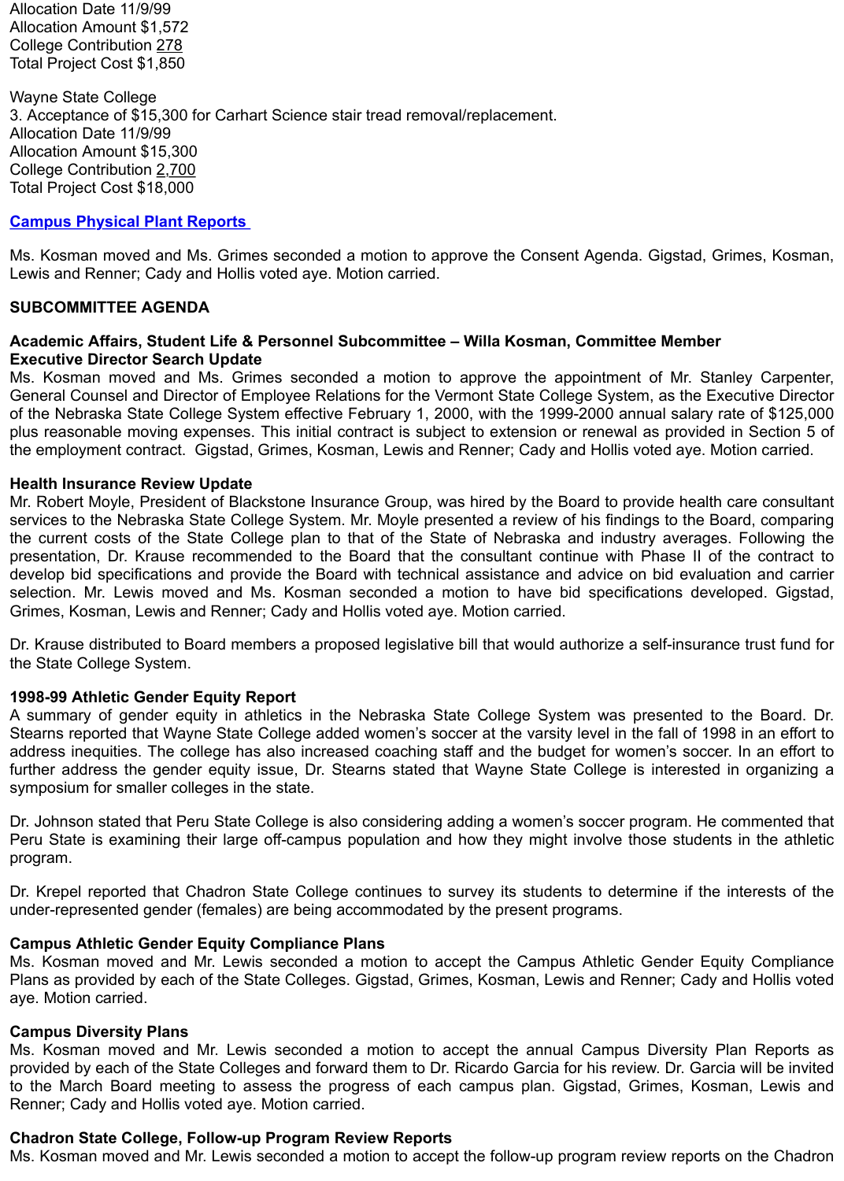Allocation Date 11/9/99
Allocation Amount $1,572
College Contribution 278
Total Project Cost $1,850

Wayne State College
3. Acceptance of $15,300 for Carhart Science stair tread removal/replacement.
Allocation Date 11/9/99
Allocation Amount $15,300
College Contribution 2,700
Total Project Cost $18,000

**Campus Physical Plant Reports**

Ms. Kosman moved and Ms. Grimes seconded a motion to approve the Consent Agenda. Gigstad, Grimes, Kosman, Lewis and Renner; Cady and Hollis voted aye. Motion carried.

**SUBCOMMITTEE AGENDA**

**Academic Affairs, Student Life & Personnel Subcommittee – Willa Kosman, Committee Member**
**Executive Director Search Update**
Ms. Kosman moved and Ms. Grimes seconded a motion to approve the appointment of Mr. Stanley Carpenter, General Counsel and Director of Employee Relations for the Vermont State College System, as the Executive Director of the Nebraska State College System effective February 1, 2000, with the 1999-2000 annual salary rate of $125,000 plus reasonable moving expenses. This initial contract is subject to extension or renewal as provided in Section 5 of the employment contract. Gigstad, Grimes, Kosman, Lewis and Renner; Cady and Hollis voted aye. Motion carried.

**Health Insurance Review Update**
Mr. Robert Moyle, President of Blackstone Insurance Group, was hired by the Board to provide health care consultant services to the Nebraska State College System. Mr. Moyle presented a review of his findings to the Board, comparing the current costs of the State College plan to that of the State of Nebraska and industry averages. Following the presentation, Dr. Krause recommended to the Board that the consultant continue with Phase II of the contract to develop bid specifications and provide the Board with technical assistance and advice on bid evaluation and carrier selection. Mr. Lewis moved and Ms. Kosman seconded a motion to have bid specifications developed. Gigstad, Grimes, Kosman, Lewis and Renner; Cady and Hollis voted aye. Motion carried.

Dr. Krause distributed to Board members a proposed legislative bill that would authorize a self-insurance trust fund for the State College System.

**1998-99 Athletic Gender Equity Report**
A summary of gender equity in athletics in the Nebraska State College System was presented to the Board. Dr. Stearns reported that Wayne State College added women's soccer at the varsity level in the fall of 1998 in an effort to address inequities. The college has also increased coaching staff and the budget for women's soccer. In an effort to further address the gender equity issue, Dr. Stearns stated that Wayne State College is interested in organizing a symposium for smaller colleges in the state.

Dr. Johnson stated that Peru State College is also considering adding a women's soccer program. He commented that Peru State is examining their large off-campus population and how they might involve those students in the athletic program.

Dr. Krepel reported that Chadron State College continues to survey its students to determine if the interests of the under-represented gender (females) are being accommodated by the present programs.

**Campus Athletic Gender Equity Compliance Plans**
Ms. Kosman moved and Mr. Lewis seconded a motion to accept the Campus Athletic Gender Equity Compliance Plans as provided by each of the State Colleges. Gigstad, Grimes, Kosman, Lewis and Renner; Cady and Hollis voted aye. Motion carried.

**Campus Diversity Plans**
Ms. Kosman moved and Mr. Lewis seconded a motion to accept the annual Campus Diversity Plan Reports as provided by each of the State Colleges and forward them to Dr. Ricardo Garcia for his review. Dr. Garcia will be invited to the March Board meeting to assess the progress of each campus plan. Gigstad, Grimes, Kosman, Lewis and Renner; Cady and Hollis voted aye. Motion carried.

**Chadron State College, Follow-up Program Review Reports**
Ms. Kosman moved and Mr. Lewis seconded a motion to accept the follow-up program review reports on the Chadron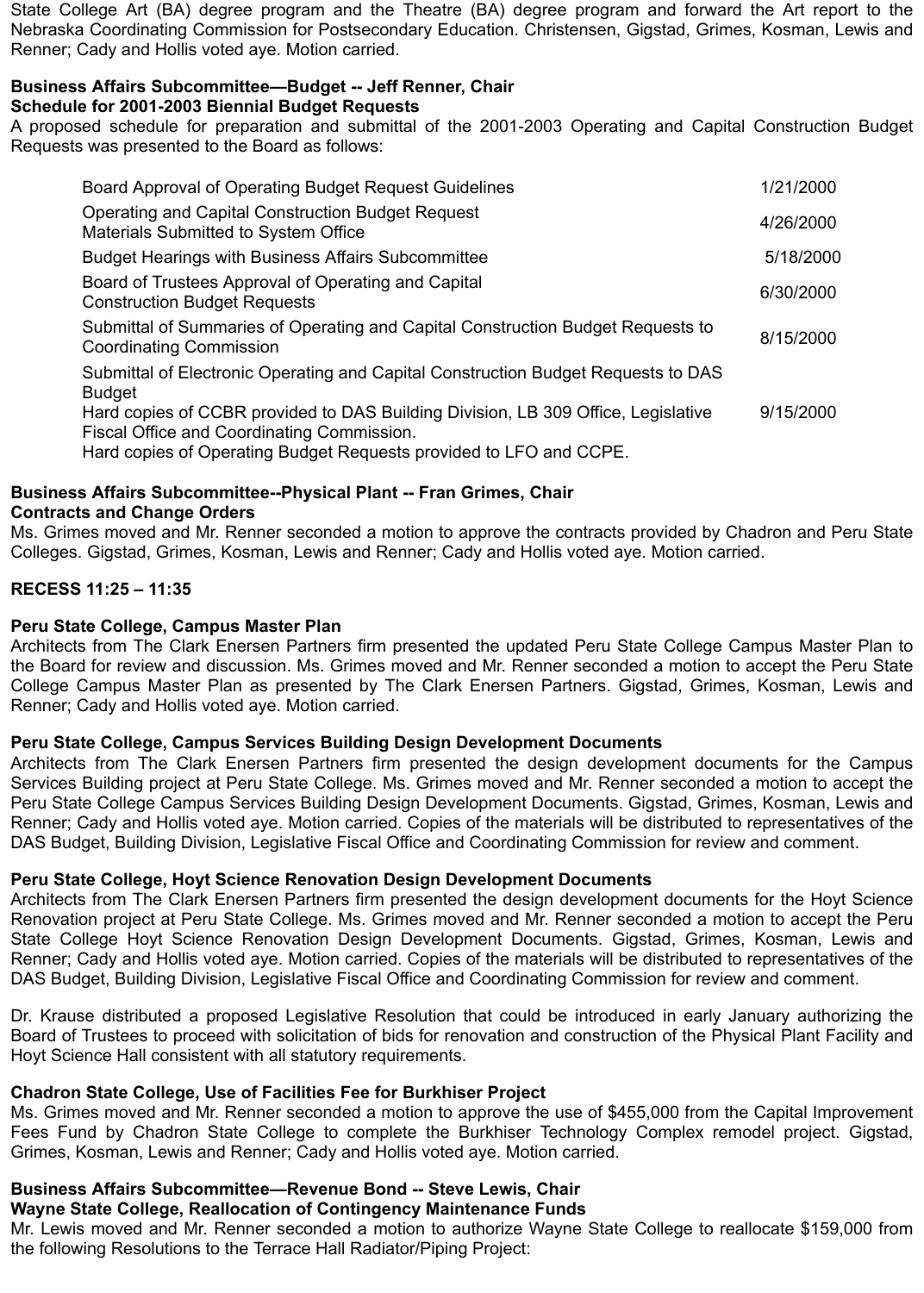State College Art (BA) degree program and the Theatre (BA) degree program and forward the Art report to the Nebraska Coordinating Commission for Postsecondary Education. Christensen, Gigstad, Grimes, Kosman, Lewis and Renner; Cady and Hollis voted aye. Motion carried.

**Business Affairs Subcommittee—Budget -- Jeff Renner, Chair**
**Schedule for 2001-2003 Biennial Budget Requests**
A proposed schedule for preparation and submittal of the 2001-2003 Operating and Capital Construction Budget Requests was presented to the Board as follows:

| | |
|---|---|
| Board Approval of Operating Budget Request Guidelines | 1/21/2000 |
| Operating and Capital Construction Budget Request Materials Submitted to System Office | 4/26/2000 |
| Budget Hearings with Business Affairs Subcommittee | 5/18/2000 |
| Board of Trustees Approval of Operating and Capital Construction Budget Requests | 6/30/2000 |
| Submittal of Summaries of Operating and Capital Construction Budget Requests to Coordinating Commission | 8/15/2000 |
| Submittal of Electronic Operating and Capital Construction Budget Requests to DAS Budget<br>Hard copies of CCBR provided to DAS Building Division, LB 309 Office, Legislative Fiscal Office and Coordinating Commission.<br>Hard copies of Operating Budget Requests provided to LFO and CCPE. | 9/15/2000 |

**Business Affairs Subcommittee--Physical Plant -- Fran Grimes, Chair**
**Contracts and Change Orders**
Ms. Grimes moved and Mr. Renner seconded a motion to approve the contracts provided by Chadron and Peru State Colleges. Gigstad, Grimes, Kosman, Lewis and Renner; Cady and Hollis voted aye. Motion carried.

**RECESS 11:25 – 11:35**

**Peru State College, Campus Master Plan**
Architects from The Clark Enersen Partners firm presented the updated Peru State College Campus Master Plan to the Board for review and discussion. Ms. Grimes moved and Mr. Renner seconded a motion to accept the Peru State College Campus Master Plan as presented by The Clark Enersen Partners. Gigstad, Grimes, Kosman, Lewis and Renner; Cady and Hollis voted aye. Motion carried.

**Peru State College, Campus Services Building Design Development Documents**
Architects from The Clark Enersen Partners firm presented the design development documents for the Campus Services Building project at Peru State College. Ms. Grimes moved and Mr. Renner seconded a motion to accept the Peru State College Campus Services Building Design Development Documents. Gigstad, Grimes, Kosman, Lewis and Renner; Cady and Hollis voted aye. Motion carried. Copies of the materials will be distributed to representatives of the DAS Budget, Building Division, Legislative Fiscal Office and Coordinating Commission for review and comment.

**Peru State College, Hoyt Science Renovation Design Development Documents**
Architects from The Clark Enersen Partners firm presented the design development documents for the Hoyt Science Renovation project at Peru State College. Ms. Grimes moved and Mr. Renner seconded a motion to accept the Peru State College Hoyt Science Renovation Design Development Documents. Gigstad, Grimes, Kosman, Lewis and Renner; Cady and Hollis voted aye. Motion carried. Copies of the materials will be distributed to representatives of the DAS Budget, Building Division, Legislative Fiscal Office and Coordinating Commission for review and comment.

Dr. Krause distributed a proposed Legislative Resolution that could be introduced in early January authorizing the Board of Trustees to proceed with solicitation of bids for renovation and construction of the Physical Plant Facility and Hoyt Science Hall consistent with all statutory requirements.

**Chadron State College, Use of Facilities Fee for Burkhiser Project**
Ms. Grimes moved and Mr. Renner seconded a motion to approve the use of $455,000 from the Capital Improvement Fees Fund by Chadron State College to complete the Burkhiser Technology Complex remodel project. Gigstad, Grimes, Kosman, Lewis and Renner; Cady and Hollis voted aye. Motion carried.

**Business Affairs Subcommittee—Revenue Bond -- Steve Lewis, Chair**
**Wayne State College, Reallocation of Contingency Maintenance Funds**
Mr. Lewis moved and Mr. Renner seconded a motion to authorize Wayne State College to reallocate $159,000 from the following Resolutions to the Terrace Hall Radiator/Piping Project: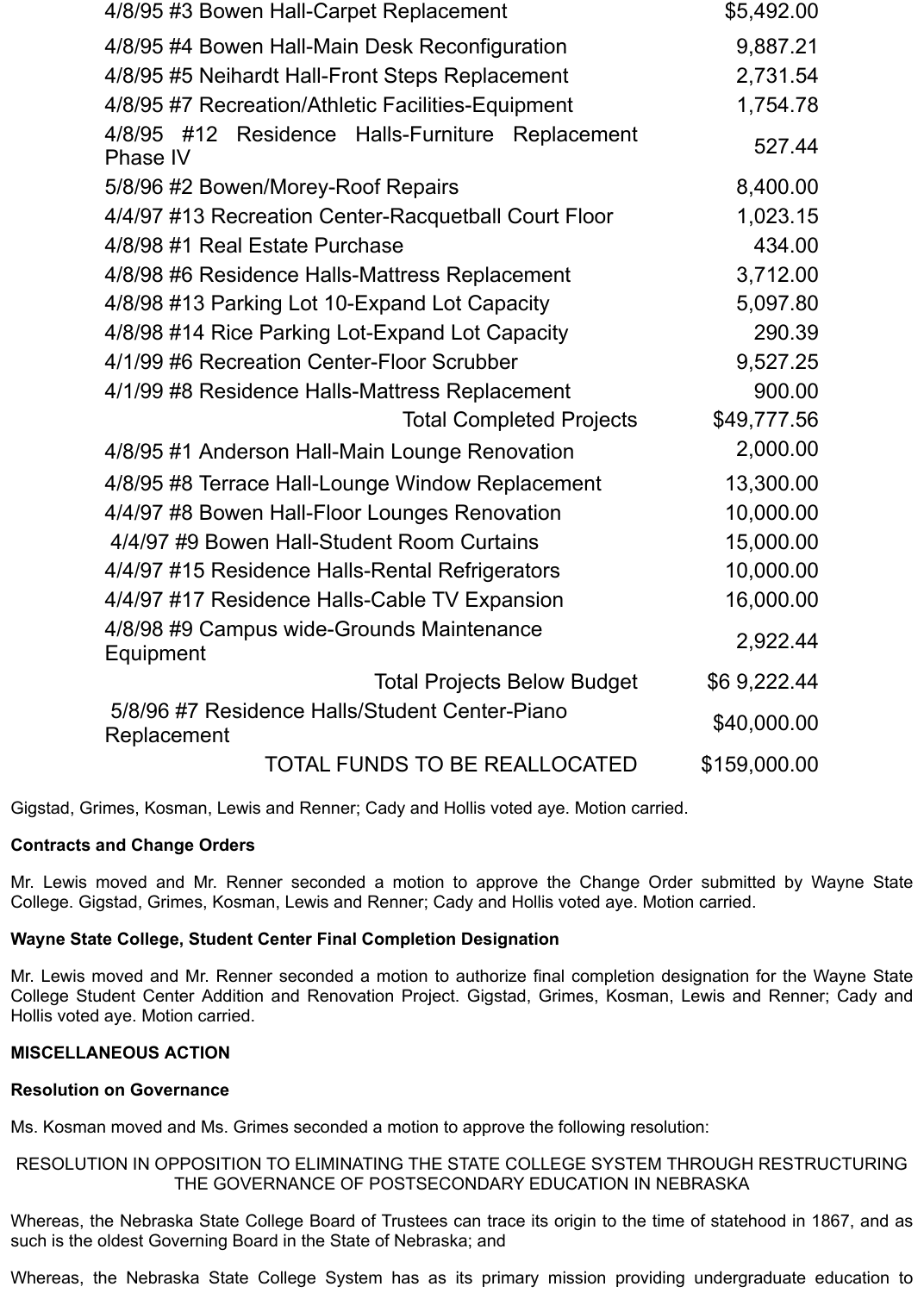| | |
|---|---|
| 4/8/95 #3 Bowen Hall-Carpet Replacement | $5,492.00 |
| 4/8/95 #4 Bowen Hall-Main Desk Reconfiguration | 9,887.21 |
| 4/8/95 #5 Neihardt Hall-Front Steps Replacement | 2,731.54 |
| 4/8/95 #7 Recreation/Athletic Facilities-Equipment | 1,754.78 |
| 4/8/95 #12 Residence Halls-Furniture Replacement Phase IV | 527.44 |
| 5/8/96 #2 Bowen/Morey-Roof Repairs | 8,400.00 |
| 4/4/97 #13 Recreation Center-Racquetball Court Floor | 1,023.15 |
| 4/8/98 #1 Real Estate Purchase | 434.00 |
| 4/8/98 #6 Residence Halls-Mattress Replacement | 3,712.00 |
| 4/8/98 #13 Parking Lot 10-Expand Lot Capacity | 5,097.80 |
| 4/8/98 #14 Rice Parking Lot-Expand Lot Capacity | 290.39 |
| 4/1/99 #6 Recreation Center-Floor Scrubber | 9,527.25 |
| 4/1/99 #8 Residence Halls-Mattress Replacement | 900.00 |
| Total Completed Projects | $49,777.56 |
| 4/8/95 #1 Anderson Hall-Main Lounge Renovation | 2,000.00 |
| 4/8/95 #8 Terrace Hall-Lounge Window Replacement | 13,300.00 |
| 4/4/97 #8 Bowen Hall-Floor Lounges Renovation | 10,000.00 |
| 4/4/97 #9 Bowen Hall-Student Room Curtains | 15,000.00 |
| 4/4/97 #15 Residence Halls-Rental Refrigerators | 10,000.00 |
| 4/4/97 #17 Residence Halls-Cable TV Expansion | 16,000.00 |
| 4/8/98 #9 Campus wide-Grounds Maintenance Equipment | 2,922.44 |
| Total Projects Below Budget | $6 9,222.44 |
| 5/8/96 #7 Residence Halls/Student Center-Piano Replacement | $40,000.00 |
| TOTAL FUNDS TO BE REALLOCATED | $159,000.00 |

Gigstad, Grimes, Kosman, Lewis and Renner; Cady and Hollis voted aye. Motion carried.

**Contracts and Change Orders**

Mr. Lewis moved and Mr. Renner seconded a motion to approve the Change Order submitted by Wayne State College. Gigstad, Grimes, Kosman, Lewis and Renner; Cady and Hollis voted aye. Motion carried.

**Wayne State College, Student Center Final Completion Designation**

Mr. Lewis moved and Mr. Renner seconded a motion to authorize final completion designation for the Wayne State College Student Center Addition and Renovation Project. Gigstad, Grimes, Kosman, Lewis and Renner; Cady and Hollis voted aye. Motion carried.

**MISCELLANEOUS ACTION**

**Resolution on Governance**

Ms. Kosman moved and Ms. Grimes seconded a motion to approve the following resolution:

RESOLUTION IN OPPOSITION TO ELIMINATING THE STATE COLLEGE SYSTEM THROUGH RESTRUCTURING THE GOVERNANCE OF POSTSECONDARY EDUCATION IN NEBRASKA

Whereas, the Nebraska State College Board of Trustees can trace its origin to the time of statehood in 1867, and as such is the oldest Governing Board in the State of Nebraska; and

Whereas, the Nebraska State College System has as its primary mission providing undergraduate education to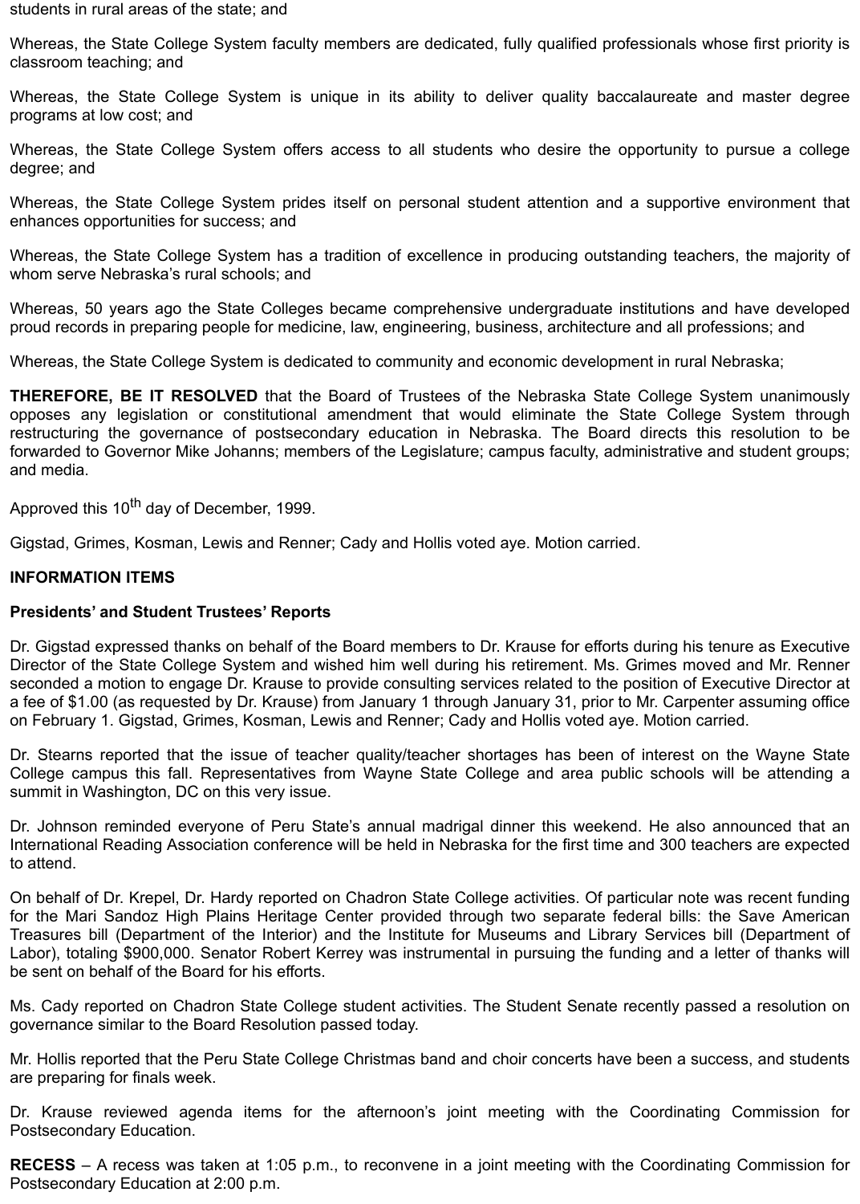students in rural areas of the state; and

Whereas, the State College System faculty members are dedicated, fully qualified professionals whose first priority is classroom teaching; and

Whereas, the State College System is unique in its ability to deliver quality baccalaureate and master degree programs at low cost; and

Whereas, the State College System offers access to all students who desire the opportunity to pursue a college degree; and

Whereas, the State College System prides itself on personal student attention and a supportive environment that enhances opportunities for success; and

Whereas, the State College System has a tradition of excellence in producing outstanding teachers, the majority of whom serve Nebraska's rural schools; and

Whereas, 50 years ago the State Colleges became comprehensive undergraduate institutions and have developed proud records in preparing people for medicine, law, engineering, business, architecture and all professions; and

Whereas, the State College System is dedicated to community and economic development in rural Nebraska;

**THEREFORE, BE IT RESOLVED** that the Board of Trustees of the Nebraska State College System unanimously opposes any legislation or constitutional amendment that would eliminate the State College System through restructuring the governance of postsecondary education in Nebraska. The Board directs this resolution to be forwarded to Governor Mike Johanns; members of the Legislature; campus faculty, administrative and student groups; and media.

Approved this 10th day of December, 1999.

Gigstad, Grimes, Kosman, Lewis and Renner; Cady and Hollis voted aye. Motion carried.

**INFORMATION ITEMS**

**Presidents' and Student Trustees' Reports**

Dr. Gigstad expressed thanks on behalf of the Board members to Dr. Krause for efforts during his tenure as Executive Director of the State College System and wished him well during his retirement. Ms. Grimes moved and Mr. Renner seconded a motion to engage Dr. Krause to provide consulting services related to the position of Executive Director at a fee of $1.00 (as requested by Dr. Krause) from January 1 through January 31, prior to Mr. Carpenter assuming office on February 1. Gigstad, Grimes, Kosman, Lewis and Renner; Cady and Hollis voted aye. Motion carried.

Dr. Stearns reported that the issue of teacher quality/teacher shortages has been of interest on the Wayne State College campus this fall. Representatives from Wayne State College and area public schools will be attending a summit in Washington, DC on this very issue.

Dr. Johnson reminded everyone of Peru State's annual madrigal dinner this weekend. He also announced that an International Reading Association conference will be held in Nebraska for the first time and 300 teachers are expected to attend.

On behalf of Dr. Krepel, Dr. Hardy reported on Chadron State College activities. Of particular note was recent funding for the Mari Sandoz High Plains Heritage Center provided through two separate federal bills: the Save American Treasures bill (Department of the Interior) and the Institute for Museums and Library Services bill (Department of Labor), totaling $900,000. Senator Robert Kerrey was instrumental in pursuing the funding and a letter of thanks will be sent on behalf of the Board for his efforts.

Ms. Cady reported on Chadron State College student activities. The Student Senate recently passed a resolution on governance similar to the Board Resolution passed today.

Mr. Hollis reported that the Peru State College Christmas band and choir concerts have been a success, and students are preparing for finals week.

Dr. Krause reviewed agenda items for the afternoon's joint meeting with the Coordinating Commission for Postsecondary Education.

**RECESS** – A recess was taken at 1:05 p.m., to reconvene in a joint meeting with the Coordinating Commission for Postsecondary Education at 2:00 p.m.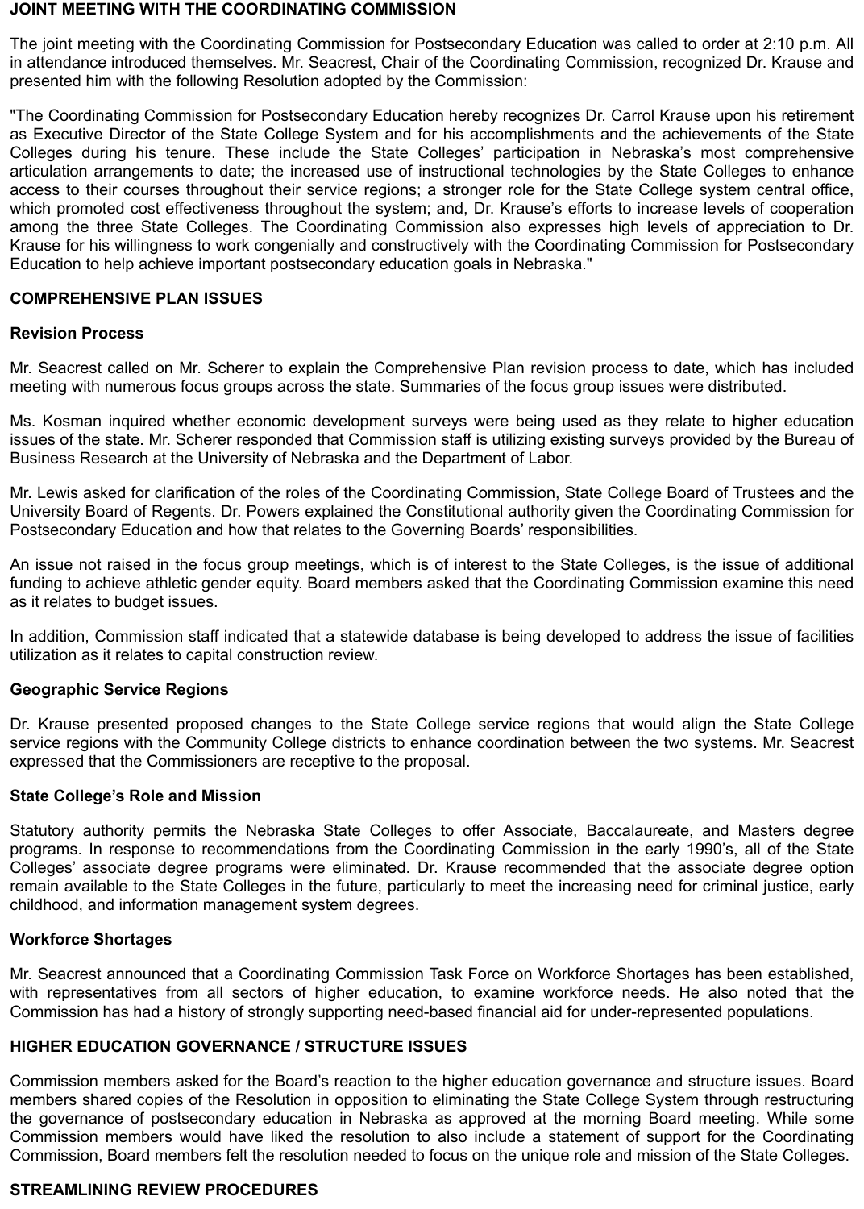## JOINT MEETING WITH THE COORDINATING COMMISSION

The joint meeting with the Coordinating Commission for Postsecondary Education was called to order at 2:10 p.m. All in attendance introduced themselves. Mr. Seacrest, Chair of the Coordinating Commission, recognized Dr. Krause and presented him with the following Resolution adopted by the Commission:

"The Coordinating Commission for Postsecondary Education hereby recognizes Dr. Carrol Krause upon his retirement as Executive Director of the State College System and for his accomplishments and the achievements of the State Colleges during his tenure. These include the State Colleges' participation in Nebraska's most comprehensive articulation arrangements to date; the increased use of instructional technologies by the State Colleges to enhance access to their courses throughout their service regions; a stronger role for the State College system central office, which promoted cost effectiveness throughout the system; and, Dr. Krause's efforts to increase levels of cooperation among the three State Colleges. The Coordinating Commission also expresses high levels of appreciation to Dr. Krause for his willingness to work congenially and constructively with the Coordinating Commission for Postsecondary Education to help achieve important postsecondary education goals in Nebraska."

## COMPREHENSIVE PLAN ISSUES

### Revision Process

Mr. Seacrest called on Mr. Scherer to explain the Comprehensive Plan revision process to date, which has included meeting with numerous focus groups across the state. Summaries of the focus group issues were distributed.

Ms. Kosman inquired whether economic development surveys were being used as they relate to higher education issues of the state. Mr. Scherer responded that Commission staff is utilizing existing surveys provided by the Bureau of Business Research at the University of Nebraska and the Department of Labor.

Mr. Lewis asked for clarification of the roles of the Coordinating Commission, State College Board of Trustees and the University Board of Regents. Dr. Powers explained the Constitutional authority given the Coordinating Commission for Postsecondary Education and how that relates to the Governing Boards' responsibilities.

An issue not raised in the focus group meetings, which is of interest to the State Colleges, is the issue of additional funding to achieve athletic gender equity. Board members asked that the Coordinating Commission examine this need as it relates to budget issues.

In addition, Commission staff indicated that a statewide database is being developed to address the issue of facilities utilization as it relates to capital construction review.

### Geographic Service Regions

Dr. Krause presented proposed changes to the State College service regions that would align the State College service regions with the Community College districts to enhance coordination between the two systems. Mr. Seacrest expressed that the Commissioners are receptive to the proposal.

### State College's Role and Mission

Statutory authority permits the Nebraska State Colleges to offer Associate, Baccalaureate, and Masters degree programs. In response to recommendations from the Coordinating Commission in the early 1990's, all of the State Colleges' associate degree programs were eliminated. Dr. Krause recommended that the associate degree option remain available to the State Colleges in the future, particularly to meet the increasing need for criminal justice, early childhood, and information management system degrees.

### Workforce Shortages

Mr. Seacrest announced that a Coordinating Commission Task Force on Workforce Shortages has been established, with representatives from all sectors of higher education, to examine workforce needs. He also noted that the Commission has had a history of strongly supporting need-based financial aid for under-represented populations.

## HIGHER EDUCATION GOVERNANCE / STRUCTURE ISSUES

Commission members asked for the Board's reaction to the higher education governance and structure issues. Board members shared copies of the Resolution in opposition to eliminating the State College System through restructuring the governance of postsecondary education in Nebraska as approved at the morning Board meeting. While some Commission members would have liked the resolution to also include a statement of support for the Coordinating Commission, Board members felt the resolution needed to focus on the unique role and mission of the State Colleges.

## STREAMLINING REVIEW PROCEDURES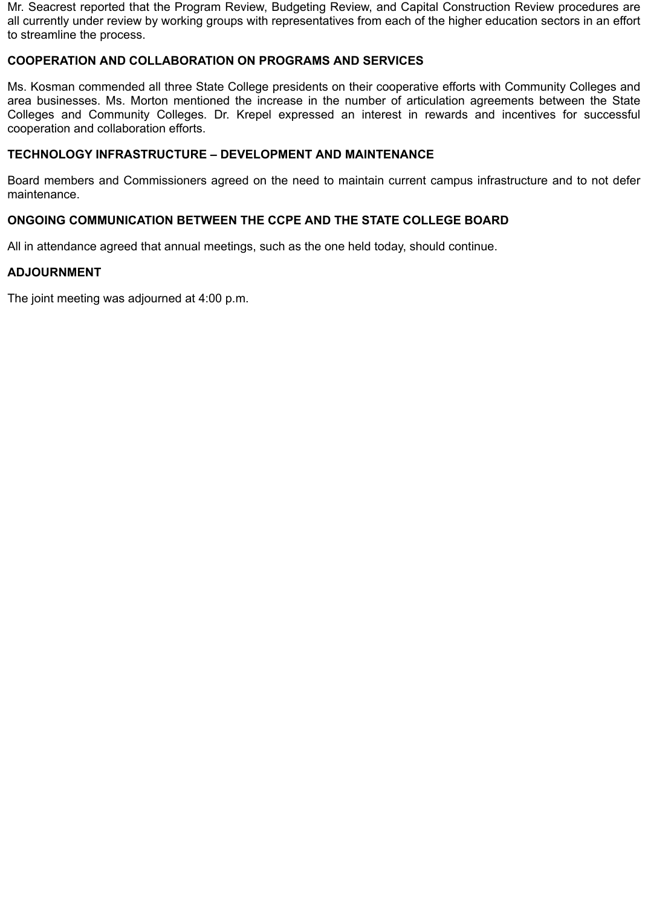Mr. Seacrest reported that the Program Review, Budgeting Review, and Capital Construction Review procedures are all currently under review by working groups with representatives from each of the higher education sectors in an effort to streamline the process.

## COOPERATION AND COLLABORATION ON PROGRAMS AND SERVICES

Ms. Kosman commended all three State College presidents on their cooperative efforts with Community Colleges and area businesses. Ms. Morton mentioned the increase in the number of articulation agreements between the State Colleges and Community Colleges. Dr. Krepel expressed an interest in rewards and incentives for successful cooperation and collaboration efforts.

## TECHNOLOGY INFRASTRUCTURE – DEVELOPMENT AND MAINTENANCE

Board members and Commissioners agreed on the need to maintain current campus infrastructure and to not defer maintenance.

## ONGOING COMMUNICATION BETWEEN THE CCPE AND THE STATE COLLEGE BOARD

All in attendance agreed that annual meetings, such as the one held today, should continue.

## ADJOURNMENT

The joint meeting was adjourned at 4:00 p.m.